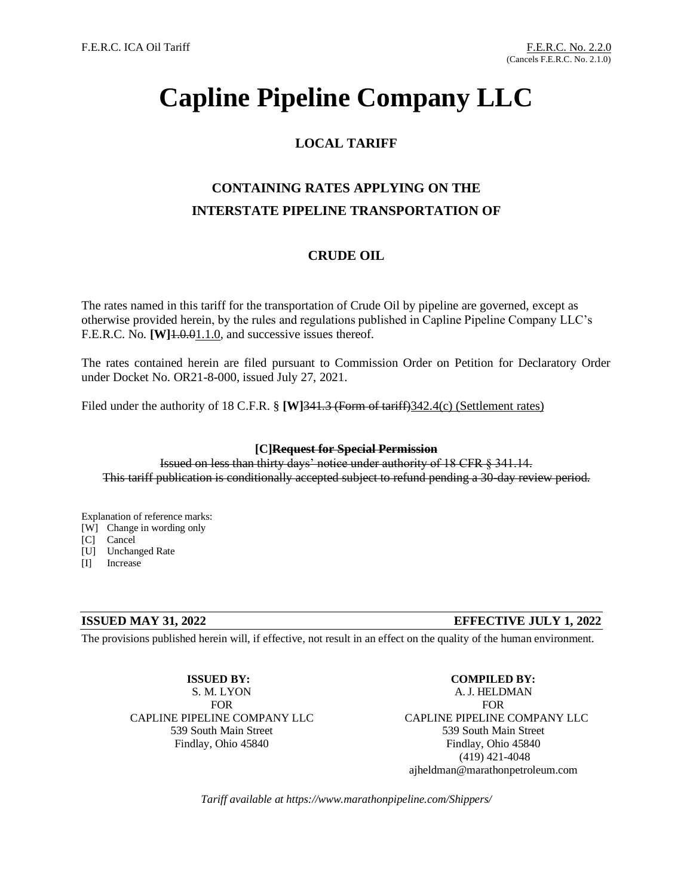F.E.R.C. ICA Oil Tariff

F.E.R.C. No. 2.2.0
(Cancels F.E.R.C. No. 2.1.0)

# Capline Pipeline Company LLC

## LOCAL TARIFF

## CONTAINING RATES APPLYING ON THE INTERSTATE PIPELINE TRANSPORTATION OF

## CRUDE OIL

The rates named in this tariff for the transportation of Crude Oil by pipeline are governed, except as otherwise provided herein, by the rules and regulations published in Capline Pipeline Company LLC's F.E.R.C. No. **[W]**~~1.0.0~~1.1.0, and successive issues thereof.

The rates contained herein are filed pursuant to Commission Order on Petition for Declaratory Order under Docket No. OR21-8-000, issued July 27, 2021.

Filed under the authority of 18 C.F.R. § **[W]**~~341.3 (Form of tariff)~~342.4(c) (Settlement rates)

**[C]~~Request for Special Permission~~**

~~Issued on less than thirty days' notice under authority of 18 CFR § 341.14.~~
~~This tariff publication is conditionally accepted subject to refund pending a 30-day review period.~~

Explanation of reference marks:
[W] Change in wording only
[C] Cancel
[U] Unchanged Rate
[I] Increase

**ISSUED MAY 31, 2022** **EFFECTIVE JULY 1, 2022**

The provisions published herein will, if effective, not result in an effect on the quality of the human environment.

**ISSUED BY:**
S. M. LYON
FOR
CAPLINE PIPELINE COMPANY LLC
539 South Main Street
Findlay, Ohio 45840

**COMPILED BY:**
A. J. HELDMAN
FOR
CAPLINE PIPELINE COMPANY LLC
539 South Main Street
Findlay, Ohio 45840
(419) 421-4048
ajheldman@marathonpetroleum.com

*Tariff available at https://www.marathonpipeline.com/Shippers/*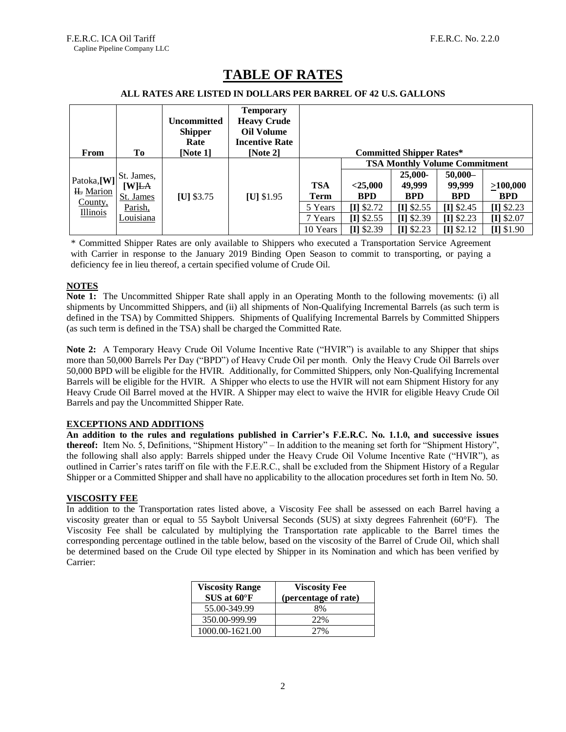F.E.R.C. ICA Oil Tariff
Capline Pipeline Company LLC

F.E.R.C. No. 2.2.0

# TABLE OF RATES

**ALL RATES ARE LISTED IN DOLLARS PER BARREL OF 42 U.S. GALLONS**

| From | To | Uncommitted Shipper Rate [Note 1] | Temporary Heavy Crude Oil Volume Incentive Rate [Note 2] | Committed Shipper Rates* | | | | |
|---|---|---|---|---|---|---|---|---|
| | | | | | TSA Monthly Volume Commitment | | | |
| Patoka, [W] ~~IL~~ Marion County, Illinois | St. James, [W] ~~LA~~ St. James Parish, Louisiana | [U] $3.75 | [U] $1.95 | TSA Term | <25,000 BPD | 25,000-49,999 BPD | 50,000–99,999 BPD | >100,000 BPD |
| | | | | 5 Years | [I] $2.72 | [I] $2.55 | [I] $2.45 | [I] $2.23 |
| | | | | 7 Years | [I] $2.55 | [I] $2.39 | [I] $2.23 | [I] $2.07 |
| | | | | 10 Years | [I] $2.39 | [I] $2.23 | [I] $2.12 | [I] $1.90 |

* Committed Shipper Rates are only available to Shippers who executed a Transportation Service Agreement with Carrier in response to the January 2019 Binding Open Season to commit to transporting, or paying a deficiency fee in lieu thereof, a certain specified volume of Crude Oil.

## NOTES

**Note 1:** The Uncommitted Shipper Rate shall apply in an Operating Month to the following movements: (i) all shipments by Uncommitted Shippers, and (ii) all shipments of Non-Qualifying Incremental Barrels (as such term is defined in the TSA) by Committed Shippers. Shipments of Qualifying Incremental Barrels by Committed Shippers (as such term is defined in the TSA) shall be charged the Committed Rate.

**Note 2:** A Temporary Heavy Crude Oil Volume Incentive Rate ("HVIR") is available to any Shipper that ships more than 50,000 Barrels Per Day ("BPD") of Heavy Crude Oil per month. Only the Heavy Crude Oil Barrels over 50,000 BPD will be eligible for the HVIR. Additionally, for Committed Shippers, only Non-Qualifying Incremental Barrels will be eligible for the HVIR. A Shipper who elects to use the HVIR will not earn Shipment History for any Heavy Crude Oil Barrel moved at the HVIR. A Shipper may elect to waive the HVIR for eligible Heavy Crude Oil Barrels and pay the Uncommitted Shipper Rate.

## EXCEPTIONS AND ADDITIONS

**An addition to the rules and regulations published in Carrier's F.E.R.C. No. 1.1.0, and successive issues thereof:** Item No. 5, Definitions, "Shipment History" – In addition to the meaning set forth for "Shipment History", the following shall also apply: Barrels shipped under the Heavy Crude Oil Volume Incentive Rate ("HVIR"), as outlined in Carrier's rates tariff on file with the F.E.R.C., shall be excluded from the Shipment History of a Regular Shipper or a Committed Shipper and shall have no applicability to the allocation procedures set forth in Item No. 50.

## VISCOSITY FEE

In addition to the Transportation rates listed above, a Viscosity Fee shall be assessed on each Barrel having a viscosity greater than or equal to 55 Saybolt Universal Seconds (SUS) at sixty degrees Fahrenheit (60°F). The Viscosity Fee shall be calculated by multiplying the Transportation rate applicable to the Barrel times the corresponding percentage outlined in the table below, based on the viscosity of the Barrel of Crude Oil, which shall be determined based on the Crude Oil type elected by Shipper in its Nomination and which has been verified by Carrier:

| Viscosity Range SUS at 60°F | Viscosity Fee (percentage of rate) |
|---|---|
| 55.00-349.99 | 8% |
| 350.00-999.99 | 22% |
| 1000.00-1621.00 | 27% |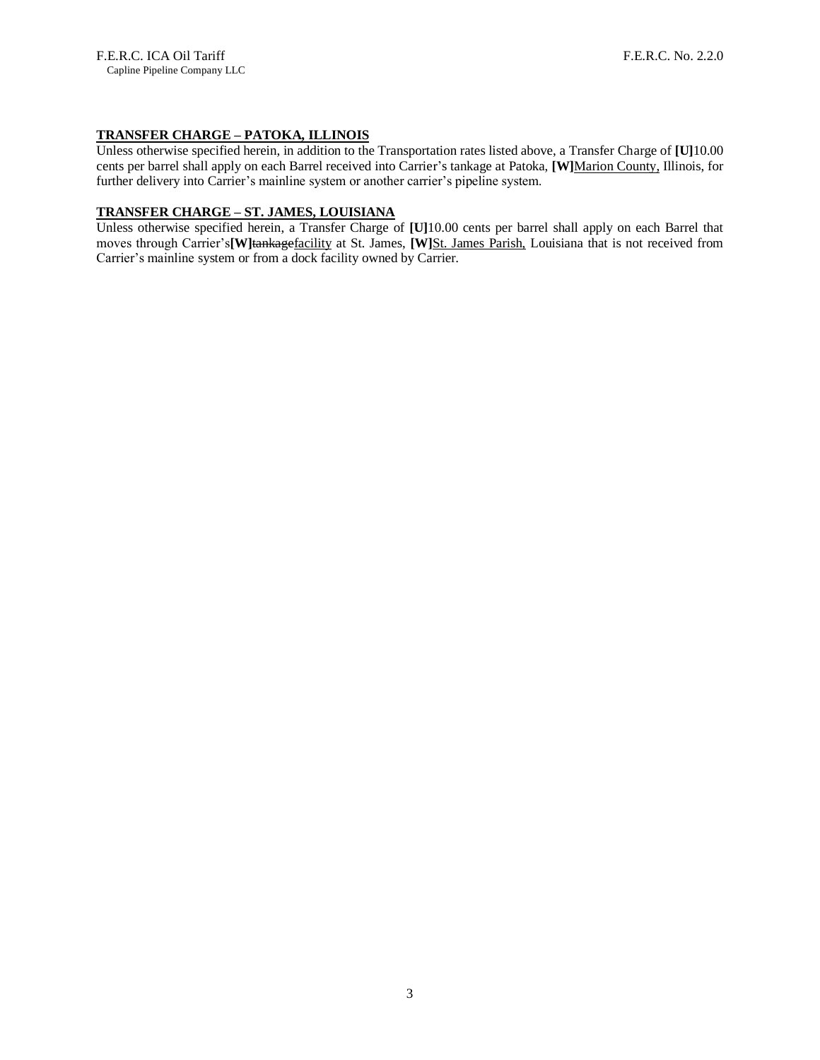**TRANSFER CHARGE – PATOKA, ILLINOIS**

Unless otherwise specified herein, in addition to the Transportation rates listed above, a Transfer Charge of **[U]**10.00 cents per barrel shall apply on each Barrel received into Carrier's tankage at Patoka, **[W]**Marion County, Illinois, for further delivery into Carrier's mainline system or another carrier's pipeline system.

**TRANSFER CHARGE – ST. JAMES, LOUISIANA**

Unless otherwise specified herein, a Transfer Charge of **[U]**10.00 cents per barrel shall apply on each Barrel that moves through Carrier's**[W]**~~tankage~~facility at St. James, **[W]**St. James Parish, Louisiana that is not received from Carrier's mainline system or from a dock facility owned by Carrier.